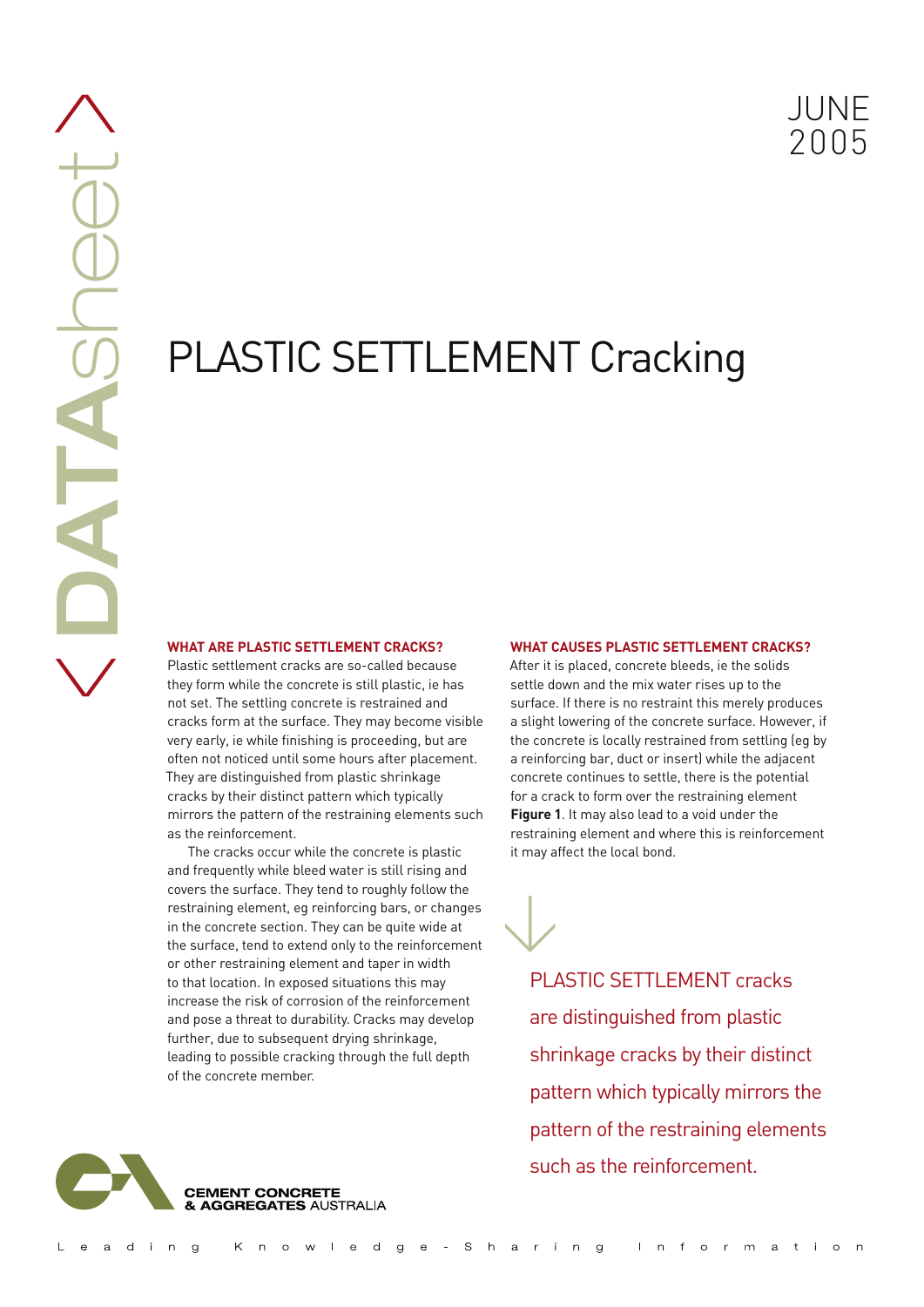# PLASTIC SETTLEMENT Cracking

JUNE 2005

## WHAT ARE PLASTIC SETTLEMENT CRACKS?

Plastic settlement cracks are so-called because they form while the concrete is still plastic, ie has not set. The settling concrete is restrained and cracks form at the surface. They may become visible very early, ie while finishing is proceeding, but are often not noticed until some hours after placement. They are distinguished from plastic shrinkage cracks by their distinct pattern which typically mirrors the pattern of the restraining elements such as the reinforcement.

The cracks occur while the concrete is plastic and frequently while bleed water is still rising and covers the surface. They tend to roughly follow the restraining element, eg reinforcing bars, or changes in the concrete section. They can be quite wide at the surface, tend to extend only to the reinforcement or other restraining element and taper in width to that location. In exposed situations this may increase the risk of corrosion of the reinforcement and pose a threat to durability. Cracks may develop further, due to subsequent drying shrinkage, leading to possible cracking through the full depth of the concrete member.

## WHAT CAUSES PLASTIC SETTLEMENT CRACKS?

After it is placed, concrete bleeds, ie the solids settle down and the mix water rises up to the surface. If there is no restraint this merely produces a slight lowering of the concrete surface. However, if the concrete is locally restrained from settling (eg by a reinforcing bar, duct or insert) while the adjacent concrete continues to settle, there is the potential for a crack to form over the restraining element **Figure 1**. It may also lead to a void under the restraining element and where this is reinforcement it may affect the local bond.

PLASTIC SETTLEMENT cracks are distinguished from plastic shrinkage cracks by their distinct pattern which typically mirrors the pattern of the restraining elements such as the reinforcement.

CEMENT CONCRETE & AGGREGATES AUSTRALIA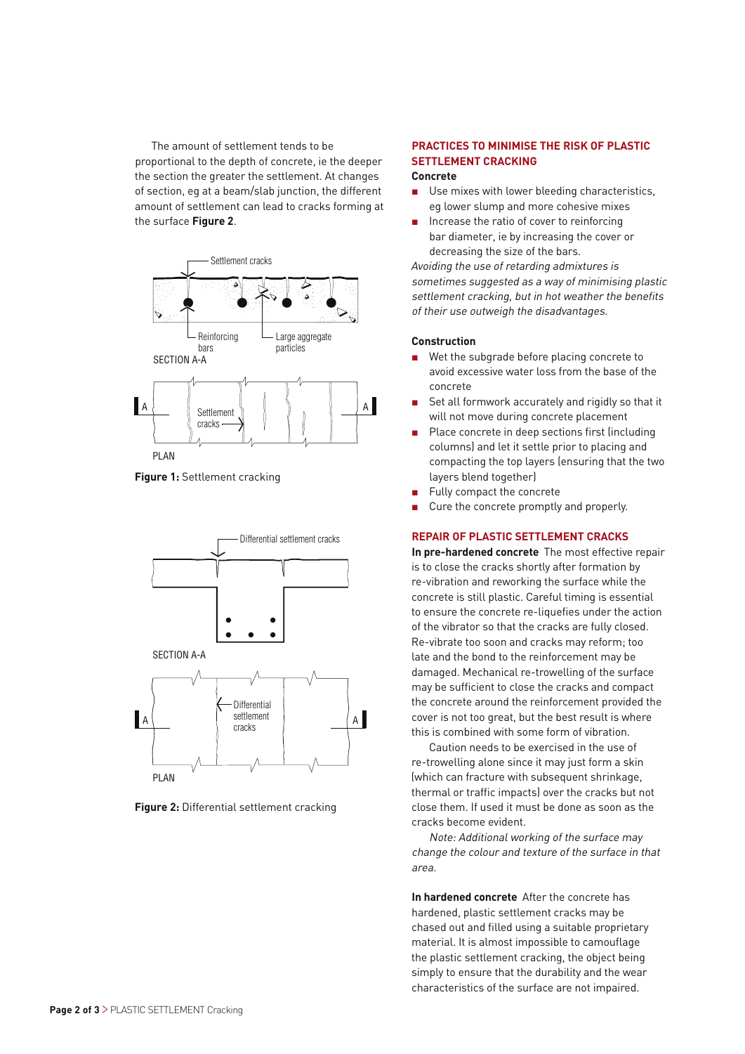The amount of settlement tends to be proportional to the depth of concrete, ie the deeper the section the greater the settlement. At changes of section, eg at a beam/slab junction, the different amount of settlement can lead to cracks forming at the surface **Figure 2**.

**Figure 1:** Settlement cracking

**Figure 2:** Differential settlement cracking

## PRACTICES TO MINIMISE THE RISK OF PLASTIC SETTLEMENT CRACKING

### Concrete

- Use mixes with lower bleeding characteristics, eg lower slump and more cohesive mixes
- Increase the ratio of cover to reinforcing bar diameter, ie by increasing the cover or decreasing the size of the bars.

*Avoiding the use of retarding admixtures is sometimes suggested as a way of minimising plastic settlement cracking, but in hot weather the benefits of their use outweigh the disadvantages.*

### Construction

- Wet the subgrade before placing concrete to avoid excessive water loss from the base of the concrete
- Set all formwork accurately and rigidly so that it will not move during concrete placement
- Place concrete in deep sections first (including columns) and let it settle prior to placing and compacting the top layers (ensuring that the two layers blend together)
- Fully compact the concrete
- Cure the concrete promptly and properly.

## REPAIR OF PLASTIC SETTLEMENT CRACKS

**In pre-hardened concrete** The most effective repair is to close the cracks shortly after formation by re-vibration and reworking the surface while the concrete is still plastic. Careful timing is essential to ensure the concrete re-liquefies under the action of the vibrator so that the cracks are fully closed. Re-vibrate too soon and cracks may reform; too late and the bond to the reinforcement may be damaged. Mechanical re-trowelling of the surface may be sufficient to close the cracks and compact the concrete around the reinforcement provided the cover is not too great, but the best result is where this is combined with some form of vibration.

Caution needs to be exercised in the use of re-trowelling alone since it may just form a skin (which can fracture with subsequent shrinkage, thermal or traffic impacts) over the cracks but not close them. If used it must be done as soon as the cracks become evident.

*Note: Additional working of the surface may change the colour and texture of the surface in that area.*

**In hardened concrete** After the concrete has hardened, plastic settlement cracks may be chased out and filled using a suitable proprietary material. It is almost impossible to camouflage the plastic settlement cracking, the object being simply to ensure that the durability and the wear characteristics of the surface are not impaired.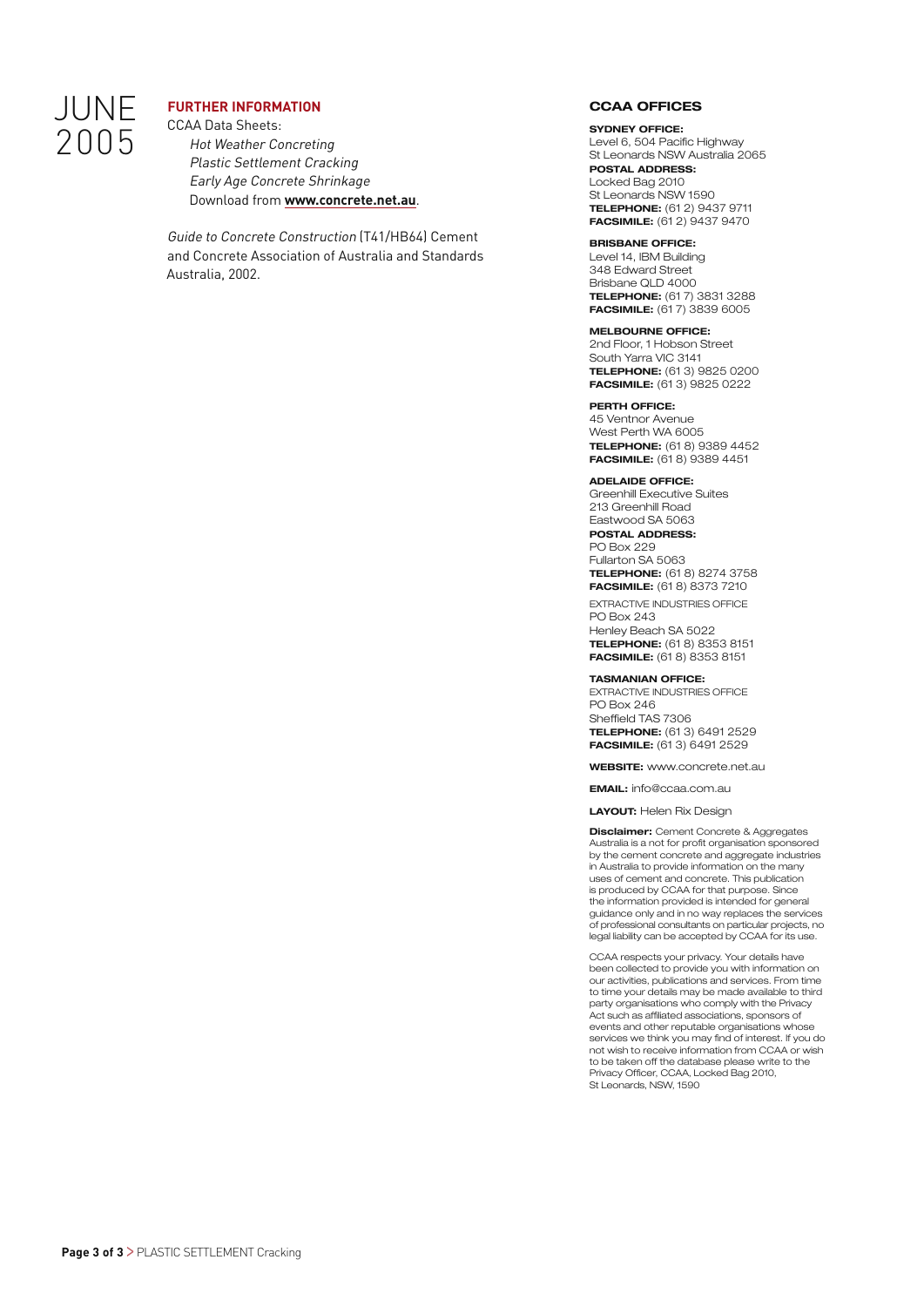JUNE 2005

## FURTHER INFORMATION

CCAA Data Sheets:

*Hot Weather Concreting*
*Plastic Settlement Cracking*
*Early Age Concrete Shrinkage*
Download from **www.concrete.net.au**.

*Guide to Concrete Construction* (T41/HB64) Cement and Concrete Association of Australia and Standards Australia, 2002.

## CCAA OFFICES

**SYDNEY OFFICE:**
Level 6, 504 Pacific Highway
St Leonards NSW Australia 2065
**POSTAL ADDRESS:**
Locked Bag 2010
St Leonards NSW 1590
**TELEPHONE:** (61 2) 9437 9711
**FACSIMILE:** (61 2) 9437 9470

**BRISBANE OFFICE:**
Level 14, IBM Building
348 Edward Street
Brisbane QLD 4000
**TELEPHONE:** (61 7) 3831 3288
**FACSIMILE:** (61 7) 3839 6005

**MELBOURNE OFFICE:**
2nd Floor, 1 Hobson Street
South Yarra VIC 3141
**TELEPHONE:** (61 3) 9825 0200
**FACSIMILE:** (61 3) 9825 0222

**PERTH OFFICE:**
45 Ventnor Avenue
West Perth WA 6005
**TELEPHONE:** (61 8) 9389 4452
**FACSIMILE:** (61 8) 9389 4451

**ADELAIDE OFFICE:**
Greenhill Executive Suites
213 Greenhill Road
Eastwood SA 5063
**POSTAL ADDRESS:**
PO Box 229
Fullarton SA 5063
**TELEPHONE:** (61 8) 8274 3758
**FACSIMILE:** (61 8) 8373 7210

EXTRACTIVE INDUSTRIES OFFICE
PO Box 243
Henley Beach SA 5022
**TELEPHONE:** (61 8) 8353 8151
**FACSIMILE:** (61 8) 8353 8151

**TASMANIAN OFFICE:**
EXTRACTIVE INDUSTRIES OFFICE
PO Box 246
Sheffield TAS 7306
**TELEPHONE:** (61 3) 6491 2529
**FACSIMILE:** (61 3) 6491 2529

**WEBSITE:** www.concrete.net.au

**EMAIL:** info@ccaa.com.au

**LAYOUT:** Helen Rix Design

**Disclaimer:** Cement Concrete & Aggregates Australia is a not for profit organisation sponsored by the cement concrete and aggregate industries in Australia to provide information on the many uses of cement and concrete. This publication is produced by CCAA for that purpose. Since the information provided is intended for general guidance only and in no way replaces the services of professional consultants on particular projects, no legal liability can be accepted by CCAA for its use.

CCAA respects your privacy. Your details have been collected to provide you with information on our activities, publications and services. From time to time your details may be made available to third party organisations who comply with the Privacy Act such as affiliated associations, sponsors of events and other reputable organisations whose services we think you may find of interest. If you do not wish to receive information from CCAA or wish to be taken off the database please write to the Privacy Officer, CCAA, Locked Bag 2010, St Leonards, NSW, 1590